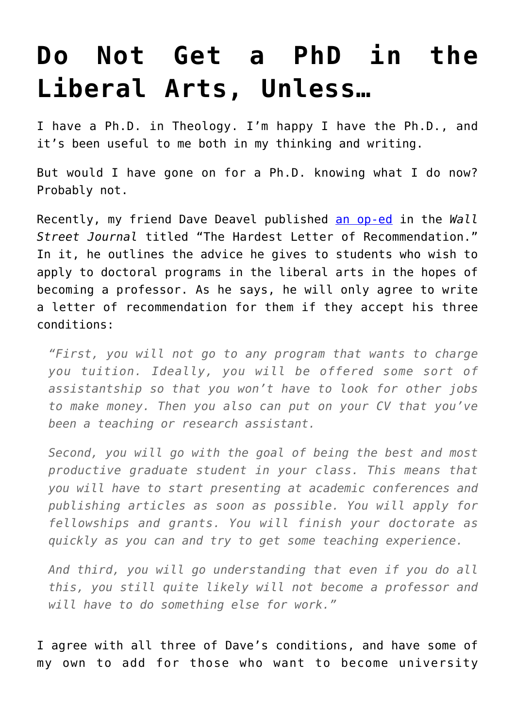# Do Not Get a PhD in the Liberal Arts, Unless…

I have a Ph.D. in Theology. I'm happy I have the Ph.D., and it's been useful to me both in my thinking and writing.

But would I have gone on for a Ph.D. knowing what I do now? Probably not.

Recently, my friend Dave Deavel published [an op-ed] in the *Wall Street Journal* titled "The Hardest Letter of Recommendation." In it, he outlines the advice he gives to students who wish to apply to doctoral programs in the liberal arts in the hopes of becoming a professor. As he says, he will only agree to write a letter of recommendation for them if they accept his three conditions:

> *"First, you will not go to any program that wants to charge you tuition. Ideally, you will be offered some sort of assistantship so that you won't have to look for other jobs to make money. Then you also can put on your CV that you've been a teaching or research assistant.*
>
> *Second, you will go with the goal of being the best and most productive graduate student in your class. This means that you will have to start presenting at academic conferences and publishing articles as soon as possible. You will apply for fellowships and grants. You will finish your doctorate as quickly as you can and try to get some teaching experience.*
>
> *And third, you will go understanding that even if you do all this, you still quite likely will not become a professor and will have to do something else for work."*

I agree with all three of Dave's conditions, and have some of my own to add for those who want to become university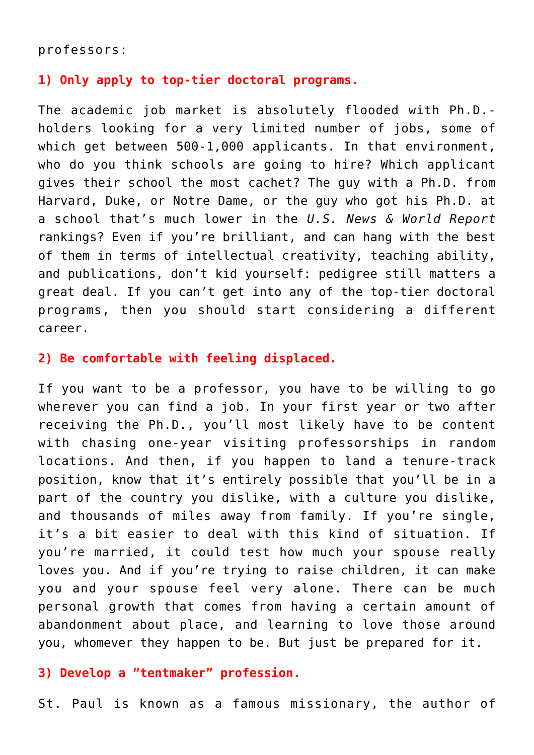professors:

**1) Only apply to top-tier doctoral programs.**

The academic job market is absolutely flooded with Ph.D.-holders looking for a very limited number of jobs, some of which get between 500-1,000 applicants. In that environment, who do you think schools are going to hire? Which applicant gives their school the most cachet? The guy with a Ph.D. from Harvard, Duke, or Notre Dame, or the guy who got his Ph.D. at a school that's much lower in the *U.S. News & World Report* rankings? Even if you're brilliant, and can hang with the best of them in terms of intellectual creativity, teaching ability, and publications, don't kid yourself: pedigree still matters a great deal. If you can't get into any of the top-tier doctoral programs, then you should start considering a different career.

**2) Be comfortable with feeling displaced.**

If you want to be a professor, you have to be willing to go wherever you can find a job. In your first year or two after receiving the Ph.D., you'll most likely have to be content with chasing one-year visiting professorships in random locations. And then, if you happen to land a tenure-track position, know that it's entirely possible that you'll be in a part of the country you dislike, with a culture you dislike, and thousands of miles away from family. If you're single, it's a bit easier to deal with this kind of situation. If you're married, it could test how much your spouse really loves you. And if you're trying to raise children, it can make you and your spouse feel very alone. There can be much personal growth that comes from having a certain amount of abandonment about place, and learning to love those around you, whomever they happen to be. But just be prepared for it.

**3) Develop a "tentmaker" profession.**

St. Paul is known as a famous missionary, the author of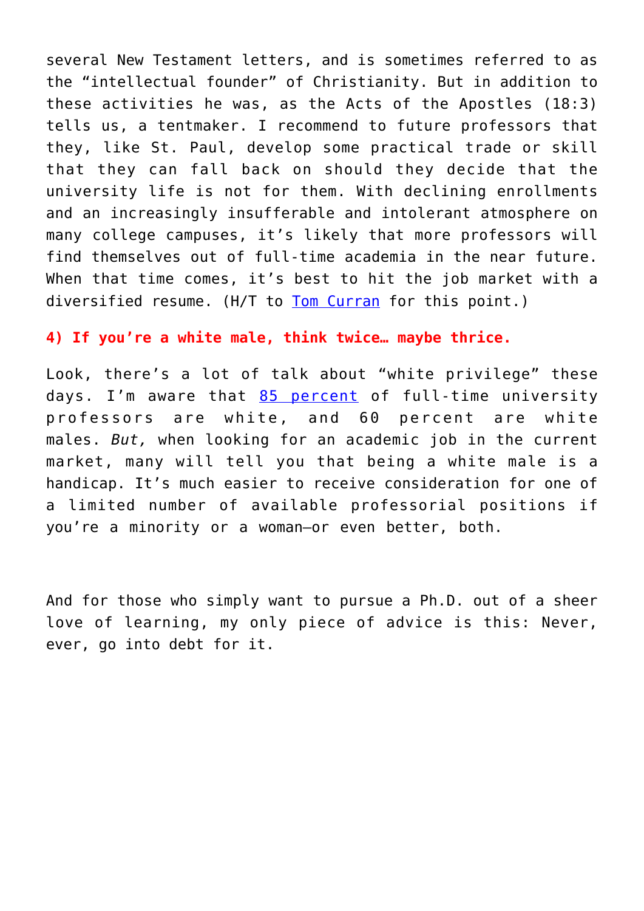several New Testament letters, and is sometimes referred to as the "intellectual founder" of Christianity. But in addition to these activities he was, as the Acts of the Apostles (18:3) tells us, a tentmaker. I recommend to future professors that they, like St. Paul, develop some practical trade or skill that they can fall back on should they decide that the university life is not for them. With declining enrollments and an increasingly insufferable and intolerant atmosphere on many college campuses, it's likely that more professors will find themselves out of full-time academia in the near future. When that time comes, it's best to hit the job market with a diversified resume. (H/T to [Tom Curran] for this point.)

**4) If you're a white male, think twice… maybe thrice.**

Look, there's a lot of talk about "white privilege" these days. I'm aware that [85 percent] of full-time university professors are white, and 60 percent are white males. *But,* when looking for an academic job in the current market, many will tell you that being a white male is a handicap. It's much easier to receive consideration for one of a limited number of available professorial positions if you're a minority or a woman—or even better, both.

And for those who simply want to pursue a Ph.D. out of a sheer love of learning, my only piece of advice is this: Never, ever, go into debt for it.